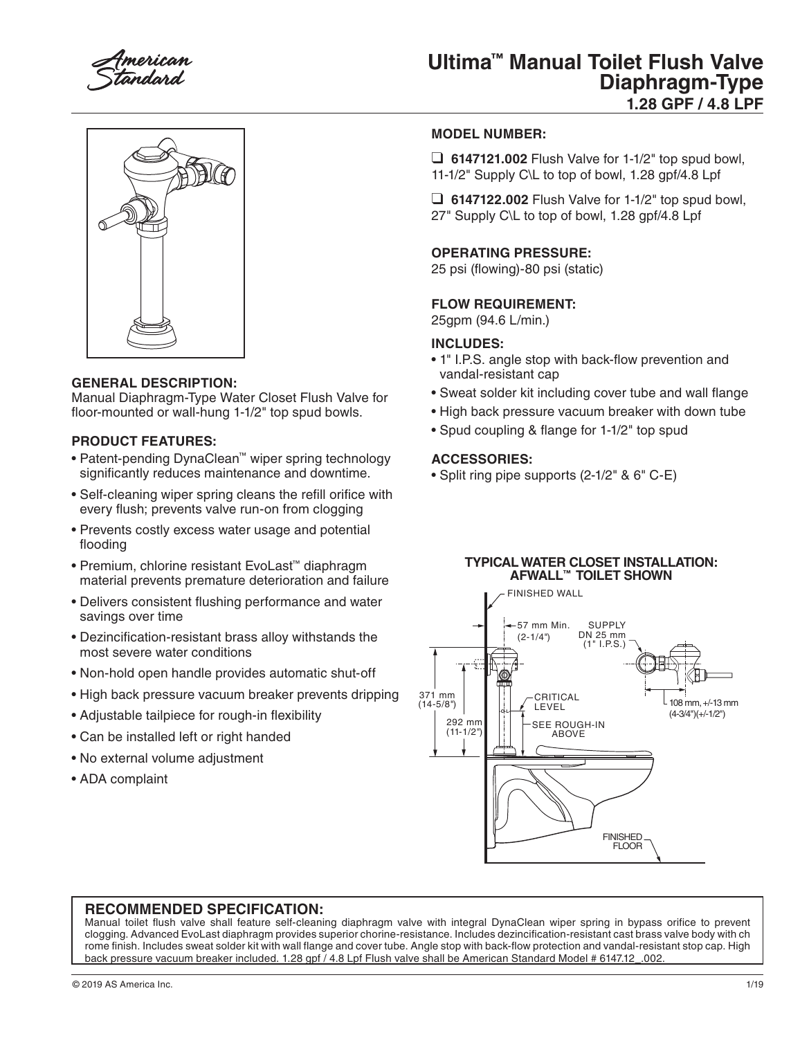# Ultima™ Manual Toilet Flush Valve Diaphragm-Type

## 1.28 GPF / 4.8 LPF

### GENERAL DESCRIPTION:

Manual Diaphragm-Type Water Closet Flush Valve for floor-mounted or wall-hung 1-1/2" top spud bowls.

### PRODUCT FEATURES:

- Patent-pending DynaClean™ wiper spring technology significantly reduces maintenance and downtime.
- Self-cleaning wiper spring cleans the refill orifice with every flush; prevents valve run-on from clogging
- Prevents costly excess water usage and potential flooding
- Premium, chlorine resistant EvoLast™ diaphragm material prevents premature deterioration and failure
- Delivers consistent flushing performance and water savings over time
- Dezincification-resistant brass alloy withstands the most severe water conditions
- Non-hold open handle provides automatic shut-off
- High back pressure vacuum breaker prevents dripping
- Adjustable tailpiece for rough-in flexibility
- Can be installed left or right handed
- No external volume adjustment
- ADA complaint

### MODEL NUMBER:

❑ **6147121.002** Flush Valve for 1-1/2" top spud bowl, 11-1/2" Supply C\L to top of bowl, 1.28 gpf/4.8 Lpf

❑ **6147122.002** Flush Valve for 1-1/2" top spud bowl, 27" Supply C\L to top of bowl, 1.28 gpf/4.8 Lpf

### OPERATING PRESSURE:

25 psi (flowing)-80 psi (static)

### FLOW REQUIREMENT:

25gpm (94.6 L/min.)

### INCLUDES:

- 1" I.P.S. angle stop with back-flow prevention and vandal-resistant cap
- Sweat solder kit including cover tube and wall flange
- High back pressure vacuum breaker with down tube
- Spud coupling & flange for 1-1/2" top spud

### ACCESSORIES:

- Split ring pipe supports (2-1/2" & 6" C-E)

### TYPICAL WATER CLOSET INSTALLATION: AFWALL™ TOILET SHOWN

FINISHED WALL
57 mm Min. (2-1/4")
SUPPLY DN 25 mm (1" I.P.S.)
371 mm (14-5/8")
292 mm (11-1/2")
CRITICAL LEVEL
SEE ROUGH-IN ABOVE
108 mm, +/-13 mm (4-3/4")(+/-1/2")
FINISHED FLOOR

### RECOMMENDED SPECIFICATION:

Manual toilet flush valve shall feature self-cleaning diaphragm valve with integral DynaClean wiper spring in bypass orifice to prevent clogging. Advanced EvoLast diaphragm provides superior chorine-resistance. Includes dezincification-resistant cast brass valve body with ch rome finish. Includes sweat solder kit with wall flange and cover tube. Angle stop with back-flow protection and vandal-resistant stop cap. High back pressure vacuum breaker included. 1.28 gpf / 4.8 Lpf Flush valve shall be American Standard Model # 6147.12_.002.

© 2019 AS America Inc.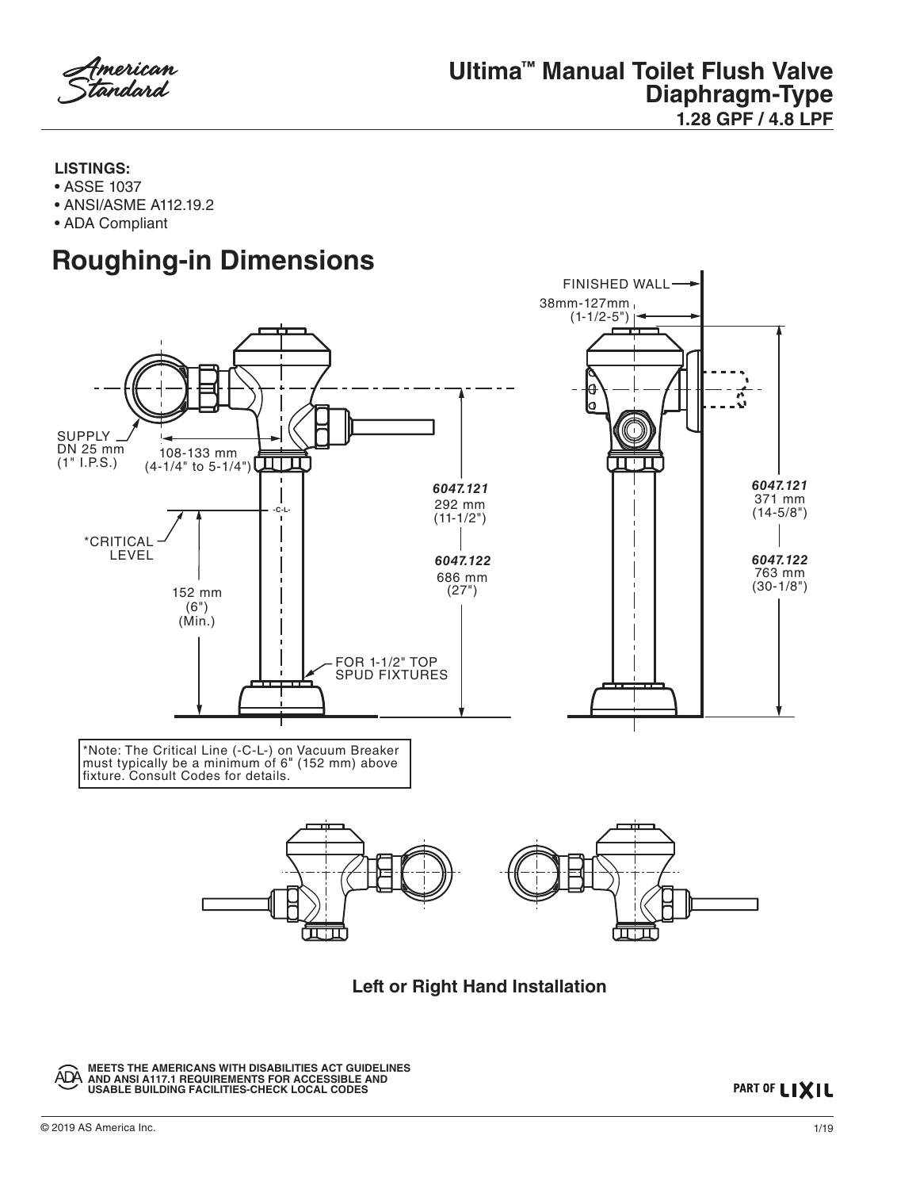American Standard

## Ultima™ Manual Toilet Flush Valve Diaphragm-Type

**1.28 GPF / 4.8 LPF**

**LISTINGS:**

- ASSE 1037
- ANSI/ASME A112.19.2
- ADA Compliant

# Roughing-in Dimensions

FINISHED WALL

38mm-127mm
(1-1/2-5")

SUPPLY
DN 25 mm
(1" I.P.S.)

108-133 mm
(4-1/4" to 5-1/4")

-C-L-

*CRITICAL
LEVEL

152 mm
(6")
(Min.)

FOR 1-1/2" TOP
SPUD FIXTURES

***6047.121***
292 mm
(11-1/2")

***6047.122***
686 mm
(27")

***6047.121***
371 mm
(14-5/8")

***6047.122***
763 mm
(30-1/8")

*Note: The Critical Line (-C-L-) on Vacuum Breaker must typically be a minimum of 6" (152 mm) above fixture. Consult Codes for details.

**Left or Right Hand Installation**

**MEETS THE AMERICANS WITH DISABILITIES ACT GUIDELINES AND ANSI A117.1 REQUIREMENTS FOR ACCESSIBLE AND USABLE BUILDING FACILITIES-CHECK LOCAL CODES**

PART OF LIXIL

© 2019 AS America Inc.

1/19